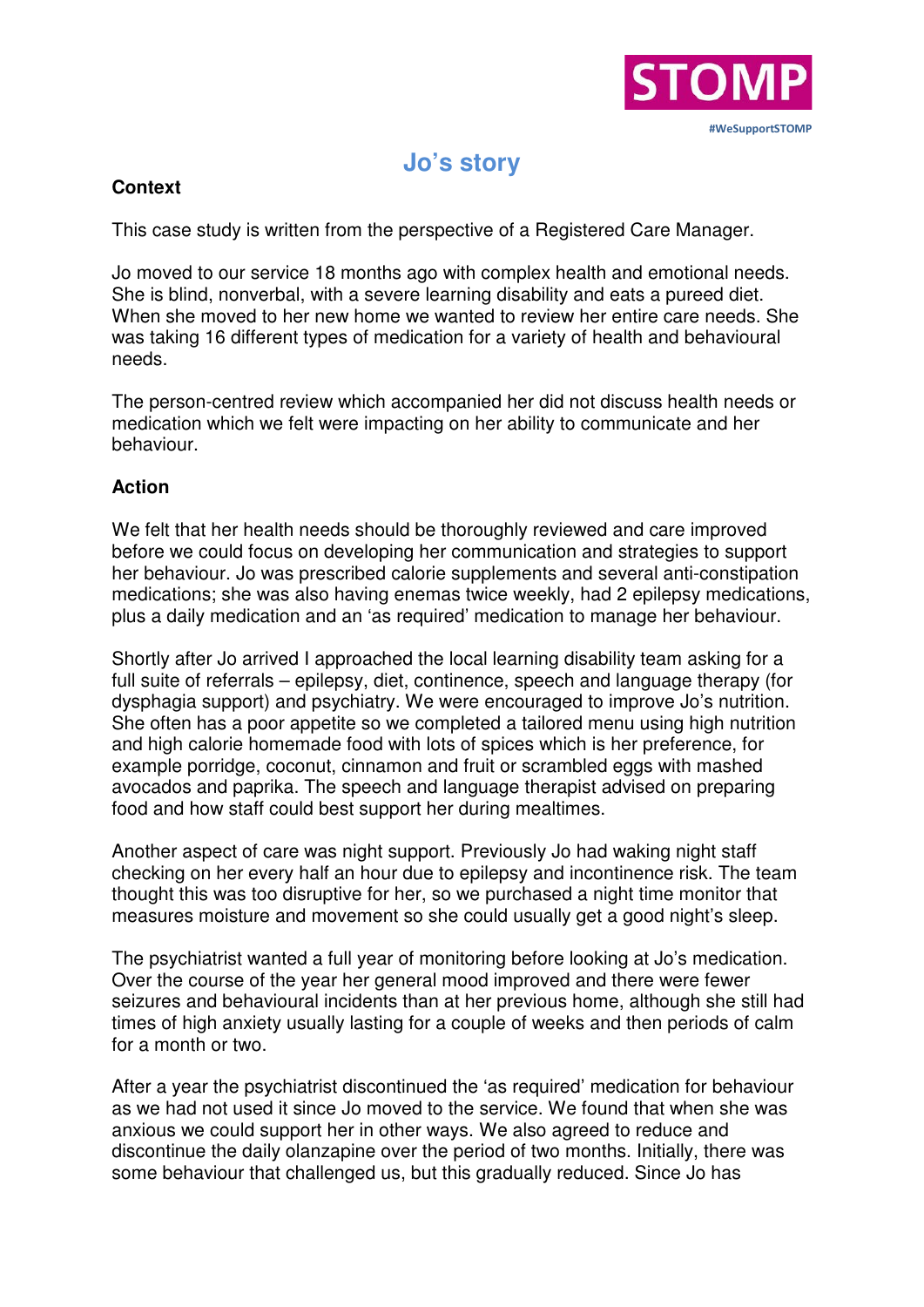STOMP

#WeSupportSTOMP

# Jo's story

**Context**

This case study is written from the perspective of a Registered Care Manager.

Jo moved to our service 18 months ago with complex health and emotional needs. She is blind, nonverbal, with a severe learning disability and eats a pureed diet. When she moved to her new home we wanted to review her entire care needs. She was taking 16 different types of medication for a variety of health and behavioural needs.

The person-centred review which accompanied her did not discuss health needs or medication which we felt were impacting on her ability to communicate and her behaviour.

**Action**

We felt that her health needs should be thoroughly reviewed and care improved before we could focus on developing her communication and strategies to support her behaviour. Jo was prescribed calorie supplements and several anti-constipation medications; she was also having enemas twice weekly, had 2 epilepsy medications, plus a daily medication and an 'as required' medication to manage her behaviour.

Shortly after Jo arrived I approached the local learning disability team asking for a full suite of referrals – epilepsy, diet, continence, speech and language therapy (for dysphagia support) and psychiatry. We were encouraged to improve Jo's nutrition. She often has a poor appetite so we completed a tailored menu using high nutrition and high calorie homemade food with lots of spices which is her preference, for example porridge, coconut, cinnamon and fruit or scrambled eggs with mashed avocados and paprika. The speech and language therapist advised on preparing food and how staff could best support her during mealtimes.

Another aspect of care was night support. Previously Jo had waking night staff checking on her every half an hour due to epilepsy and incontinence risk. The team thought this was too disruptive for her, so we purchased a night time monitor that measures moisture and movement so she could usually get a good night's sleep.

The psychiatrist wanted a full year of monitoring before looking at Jo's medication. Over the course of the year her general mood improved and there were fewer seizures and behavioural incidents than at her previous home, although she still had times of high anxiety usually lasting for a couple of weeks and then periods of calm for a month or two.

After a year the psychiatrist discontinued the 'as required' medication for behaviour as we had not used it since Jo moved to the service. We found that when she was anxious we could support her in other ways. We also agreed to reduce and discontinue the daily olanzapine over the period of two months. Initially, there was some behaviour that challenged us, but this gradually reduced. Since Jo has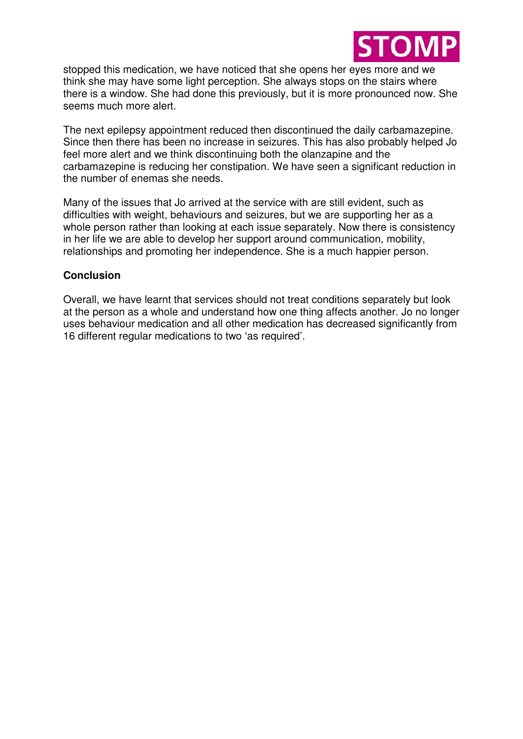stopped this medication, we have noticed that she opens her eyes more and we think she may have some light perception. She always stops on the stairs where there is a window. She had done this previously, but it is more pronounced now. She seems much more alert.

The next epilepsy appointment reduced then discontinued the daily carbamazepine. Since then there has been no increase in seizures. This has also probably helped Jo feel more alert and we think discontinuing both the olanzapine and the carbamazepine is reducing her constipation. We have seen a significant reduction in the number of enemas she needs.

Many of the issues that Jo arrived at the service with are still evident, such as difficulties with weight, behaviours and seizures, but we are supporting her as a whole person rather than looking at each issue separately. Now there is consistency in her life we are able to develop her support around communication, mobility, relationships and promoting her independence. She is a much happier person.

**Conclusion**

Overall, we have learnt that services should not treat conditions separately but look at the person as a whole and understand how one thing affects another. Jo no longer uses behaviour medication and all other medication has decreased significantly from 16 different regular medications to two 'as required'.